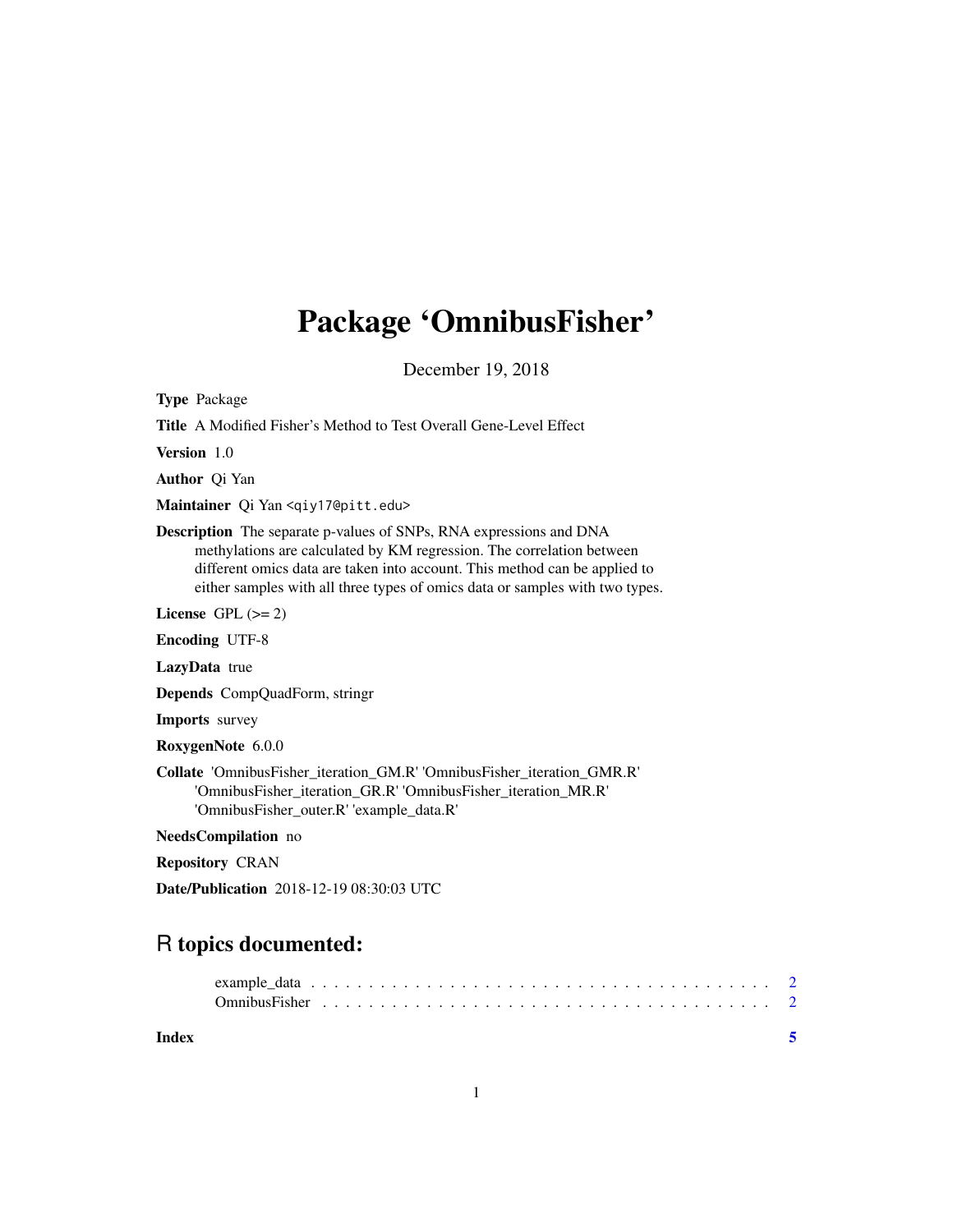# Package 'OmnibusFisher'

December 19, 2018

**Type** Package

**Title** A Modified Fisher's Method to Test Overall Gene-Level Effect

**Version** 1.0

**Author** Qi Yan

**Maintainer** Qi Yan <qiy17@pitt.edu>

**Description** The separate p-values of SNPs, RNA expressions and DNA methylations are calculated by KM regression. The correlation between different omics data are taken into account. This method can be applied to either samples with all three types of omics data or samples with two types.

**License** GPL (>= 2)

**Encoding** UTF-8

**LazyData** true

**Depends** CompQuadForm, stringr

**Imports** survey

**RoxygenNote** 6.0.0

**Collate** 'OmnibusFisher_iteration_GM.R' 'OmnibusFisher_iteration_GMR.R' 'OmnibusFisher_iteration_GR.R' 'OmnibusFisher_iteration_MR.R' 'OmnibusFisher_outer.R' 'example_data.R'

**NeedsCompilation** no

**Repository** CRAN

**Date/Publication** 2018-12-19 08:30:03 UTC

## R topics documented:

- example_data . . . . . . . . . . . . . . . . . . . . . . . . . . . . . . . . . . . . . . . . 2
- OmnibusFisher . . . . . . . . . . . . . . . . . . . . . . . . . . . . . . . . . . . . . . . . 2

**Index** 5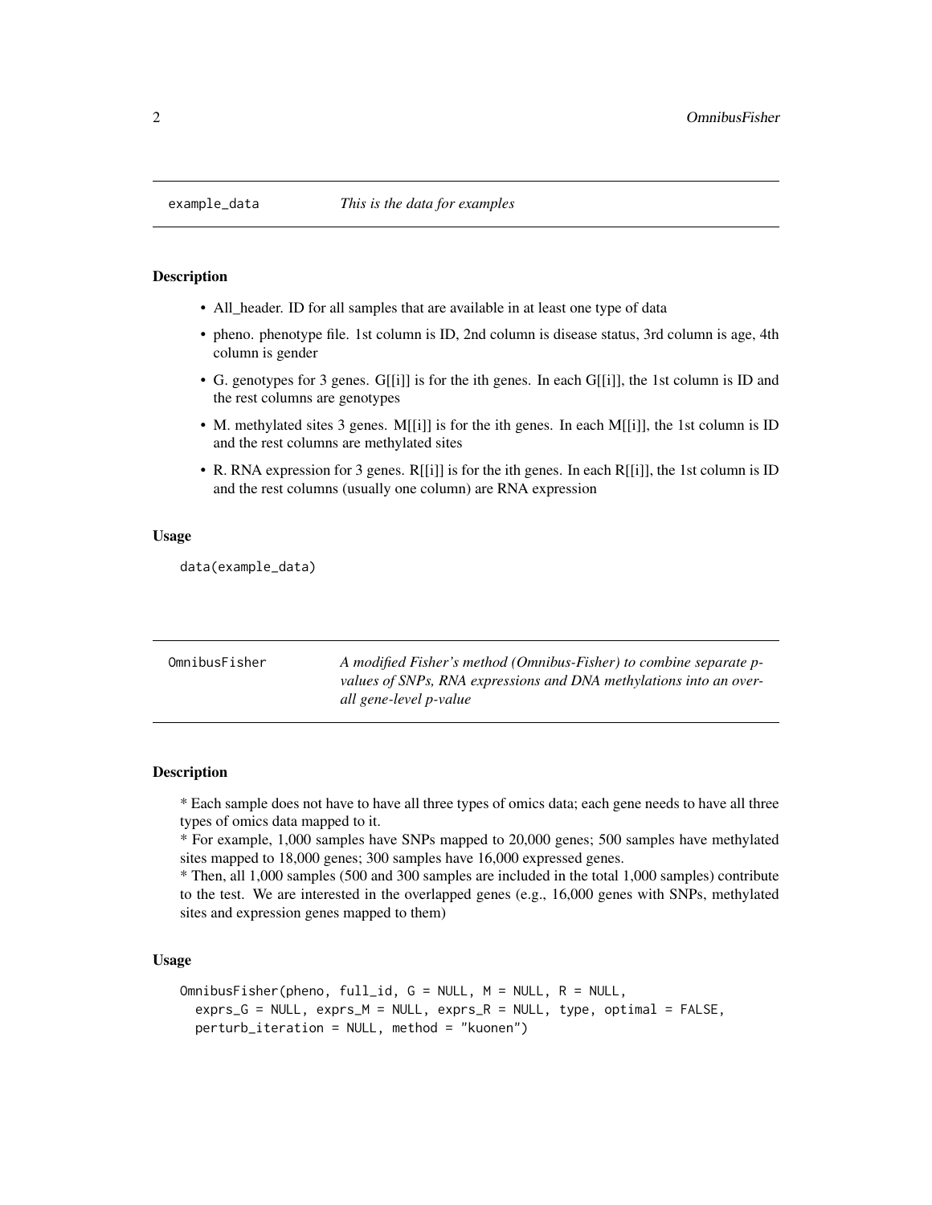## example_data *This is the data for examples*

### Description

- All_header. ID for all samples that are available in at least one type of data
- pheno. phenotype file. 1st column is ID, 2nd column is disease status, 3rd column is age, 4th column is gender
- G. genotypes for 3 genes. G[[i]] is for the ith genes. In each G[[i]], the 1st column is ID and the rest columns are genotypes
- M. methylated sites 3 genes. M[[i]] is for the ith genes. In each M[[i]], the 1st column is ID and the rest columns are methylated sites
- R. RNA expression for 3 genes. R[[i]] is for the ith genes. In each R[[i]], the 1st column is ID and the rest columns (usually one column) are RNA expression

### Usage

```
data(example_data)
```

## OmnibusFisher *A modified Fisher's method (Omnibus-Fisher) to combine separate p-values of SNPs, RNA expressions and DNA methylations into an overall gene-level p-value*

### Description

* Each sample does not have to have all three types of omics data; each gene needs to have all three types of omics data mapped to it.
* For example, 1,000 samples have SNPs mapped to 20,000 genes; 500 samples have methylated sites mapped to 18,000 genes; 300 samples have 16,000 expressed genes.
* Then, all 1,000 samples (500 and 300 samples are included in the total 1,000 samples) contribute to the test. We are interested in the overlapped genes (e.g., 16,000 genes with SNPs, methylated sites and expression genes mapped to them)

### Usage

```
OmnibusFisher(pheno, full_id, G = NULL, M = NULL, R = NULL,
  exprs_G = NULL, exprs_M = NULL, exprs_R = NULL, type, optimal = FALSE,
  perturb_iteration = NULL, method = "kuonen")
```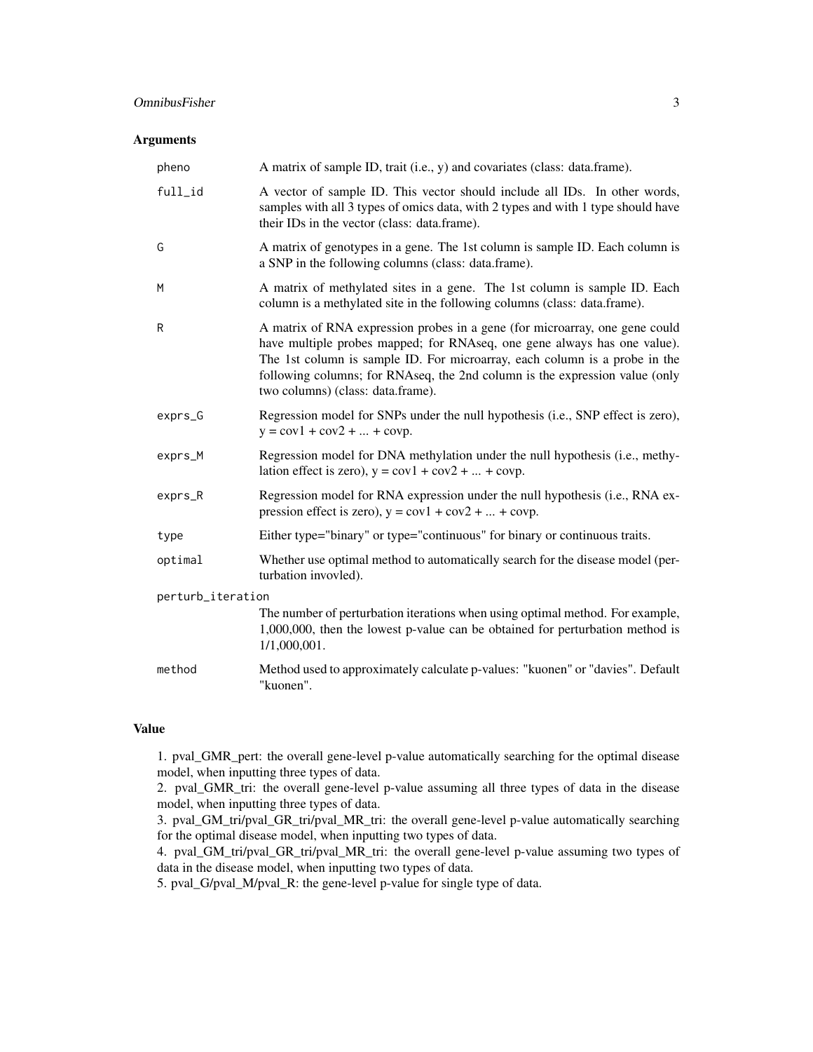## Arguments

| | |
|---|---|
| `pheno` | A matrix of sample ID, trait (i.e., y) and covariates (class: data.frame). |
| `full_id` | A vector of sample ID. This vector should include all IDs. In other words, samples with all 3 types of omics data, with 2 types and with 1 type should have their IDs in the vector (class: data.frame). |
| `G` | A matrix of genotypes in a gene. The 1st column is sample ID. Each column is a SNP in the following columns (class: data.frame). |
| `M` | A matrix of methylated sites in a gene. The 1st column is sample ID. Each column is a methylated site in the following columns (class: data.frame). |
| `R` | A matrix of RNA expression probes in a gene (for microarray, one gene could have multiple probes mapped; for RNAseq, one gene always has one value). The 1st column is sample ID. For microarray, each column is a probe in the following columns; for RNAseq, the 2nd column is the expression value (only two columns) (class: data.frame). |
| `exprs_G` | Regression model for SNPs under the null hypothesis (i.e., SNP effect is zero), y = cov1 + cov2 + ... + covp. |
| `exprs_M` | Regression model for DNA methylation under the null hypothesis (i.e., methylation effect is zero), y = cov1 + cov2 + ... + covp. |
| `exprs_R` | Regression model for RNA expression under the null hypothesis (i.e., RNA expression effect is zero), y = cov1 + cov2 + ... + covp. |
| `type` | Either type="binary" or type="continuous" for binary or continuous traits. |
| `optimal` | Whether use optimal method to automatically search for the disease model (perturbation invovled). |
| `perturb_iteration` | The number of perturbation iterations when using optimal method. For example, 1,000,000, then the lowest p-value can be obtained for perturbation method is 1/1,000,001. |
| `method` | Method used to approximately calculate p-values: "kuonen" or "davies". Default "kuonen". |

## Value

1. pval_GMR_pert: the overall gene-level p-value automatically searching for the optimal disease model, when inputting three types of data.
2. pval_GMR_tri: the overall gene-level p-value assuming all three types of data in the disease model, when inputting three types of data.
3. pval_GM_tri/pval_GR_tri/pval_MR_tri: the overall gene-level p-value automatically searching for the optimal disease model, when inputting two types of data.
4. pval_GM_tri/pval_GR_tri/pval_MR_tri: the overall gene-level p-value assuming two types of data in the disease model, when inputting two types of data.
5. pval_G/pval_M/pval_R: the gene-level p-value for single type of data.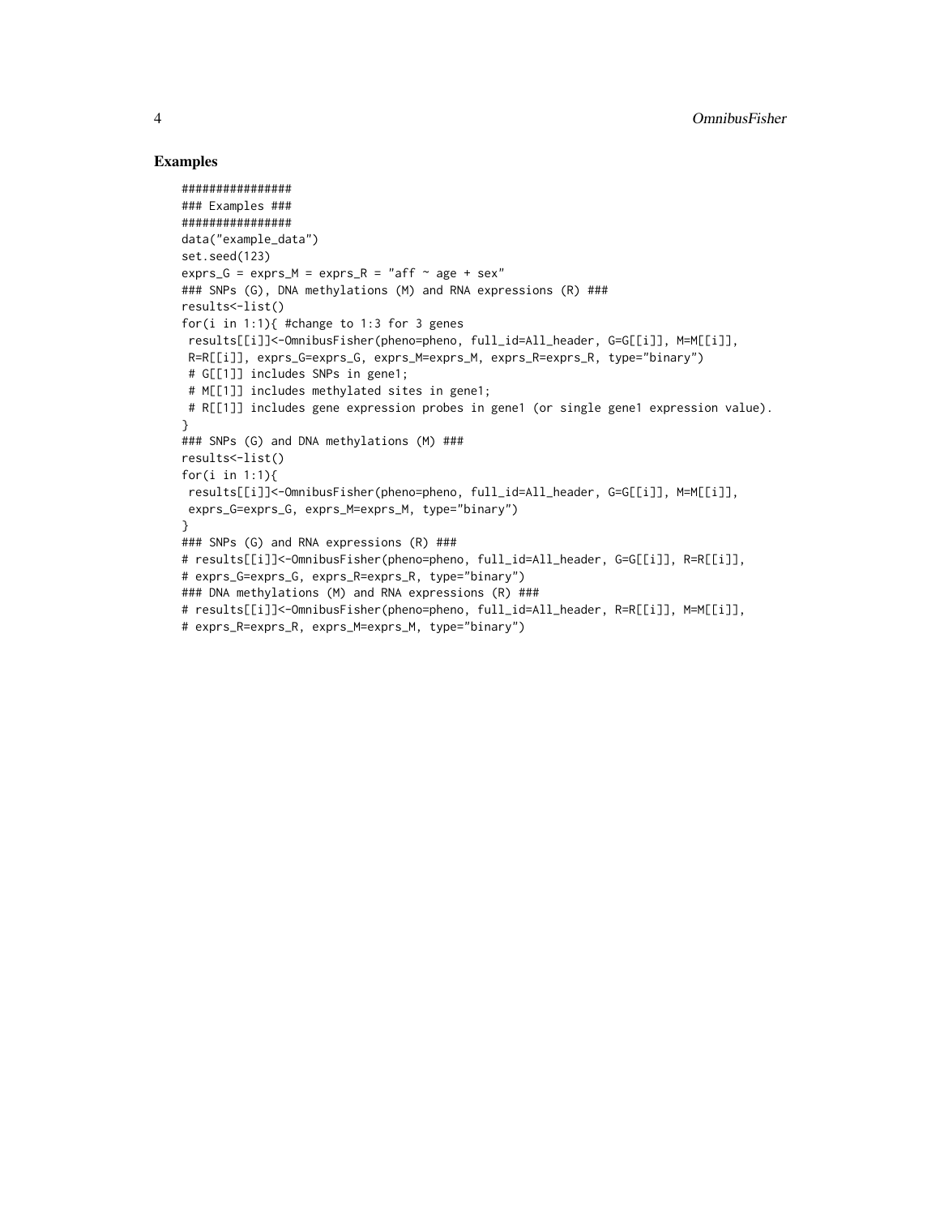## Examples

```
################
### Examples ###
################
data("example_data")
set.seed(123)
exprs_G = exprs_M = exprs_R = "aff ~ age + sex"
### SNPs (G), DNA methylations (M) and RNA expressions (R) ###
results<-list()
for(i in 1:1){ #change to 1:3 for 3 genes
 results[[i]]<-OmnibusFisher(pheno=pheno, full_id=All_header, G=G[[i]], M=M[[i]],
 R=R[[i]], exprs_G=exprs_G, exprs_M=exprs_M, exprs_R=exprs_R, type="binary")
 # G[[1]] includes SNPs in gene1;
 # M[[1]] includes methylated sites in gene1;
 # R[[1]] includes gene expression probes in gene1 (or single gene1 expression value).
}
### SNPs (G) and DNA methylations (M) ###
results<-list()
for(i in 1:1){
 results[[i]]<-OmnibusFisher(pheno=pheno, full_id=All_header, G=G[[i]], M=M[[i]],
 exprs_G=exprs_G, exprs_M=exprs_M, type="binary")
}
### SNPs (G) and RNA expressions (R) ###
# results[[i]]<-OmnibusFisher(pheno=pheno, full_id=All_header, G=G[[i]], R=R[[i]],
# exprs_G=exprs_G, exprs_R=exprs_R, type="binary")
### DNA methylations (M) and RNA expressions (R) ###
# results[[i]]<-OmnibusFisher(pheno=pheno, full_id=All_header, R=R[[i]], M=M[[i]],
# exprs_R=exprs_R, exprs_M=exprs_M, type="binary")
```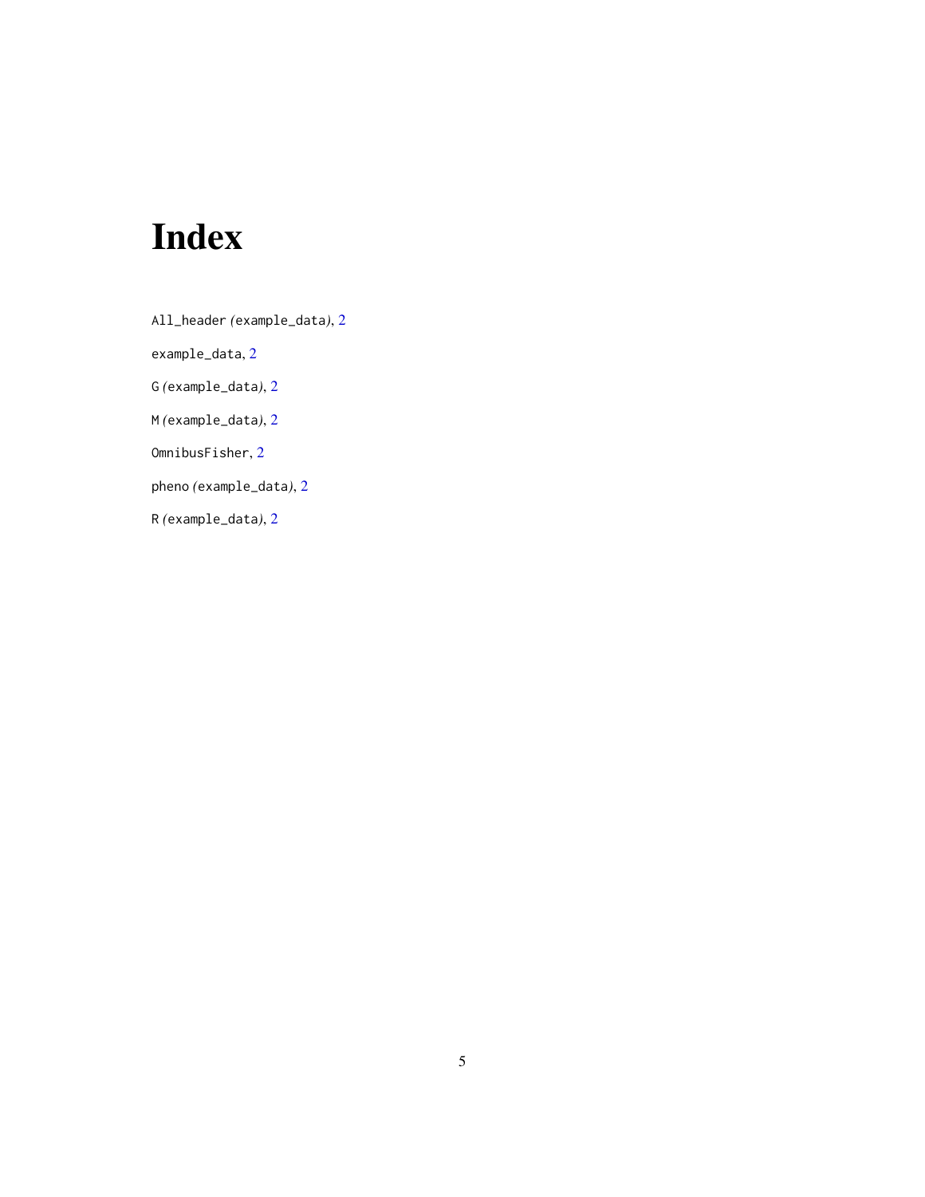# Index

All_header (example_data), 2

example_data, 2

G (example_data), 2

M (example_data), 2

OmnibusFisher, 2

pheno (example_data), 2

R (example_data), 2